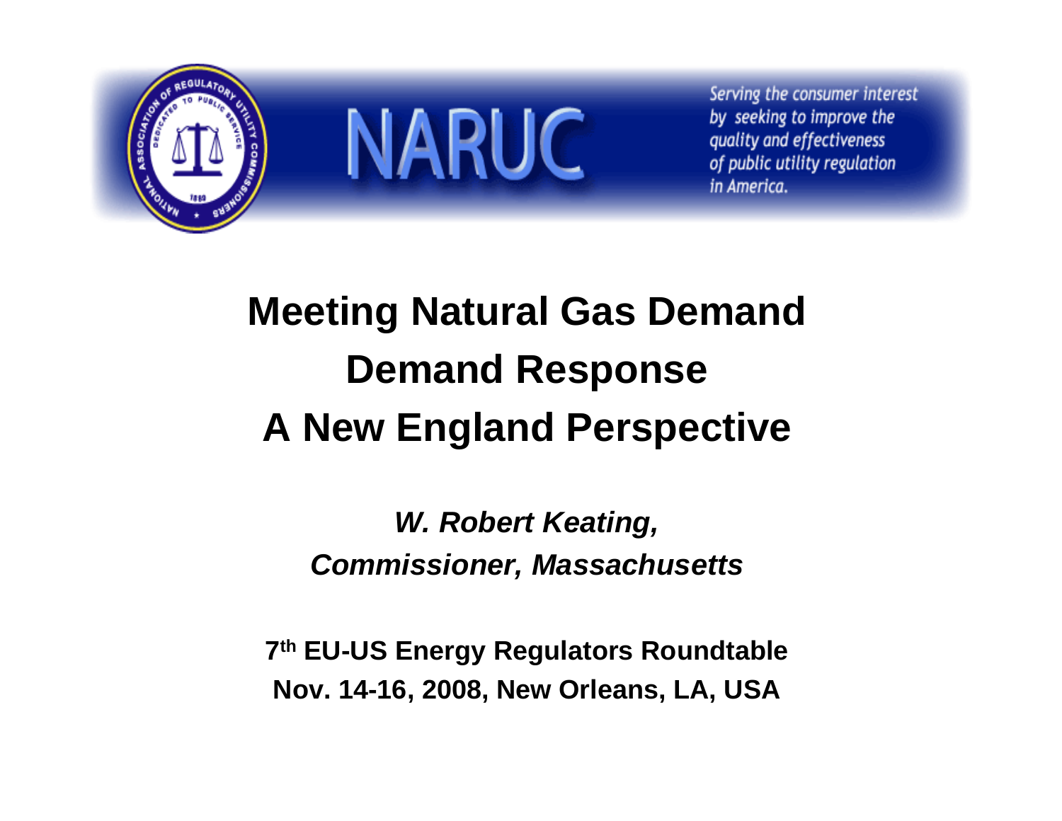NARUC

Serving the consumer interest by seeking to improve the quality and effectiveness of public utility regulation in America.

# Meeting Natural Gas Demand
# Demand Response
# A New England Perspective

***W. Robert Keating,***
***Commissioner, Massachusetts***

**7th EU-US Energy Regulators Roundtable**
**Nov. 14-16, 2008, New Orleans, LA, USA**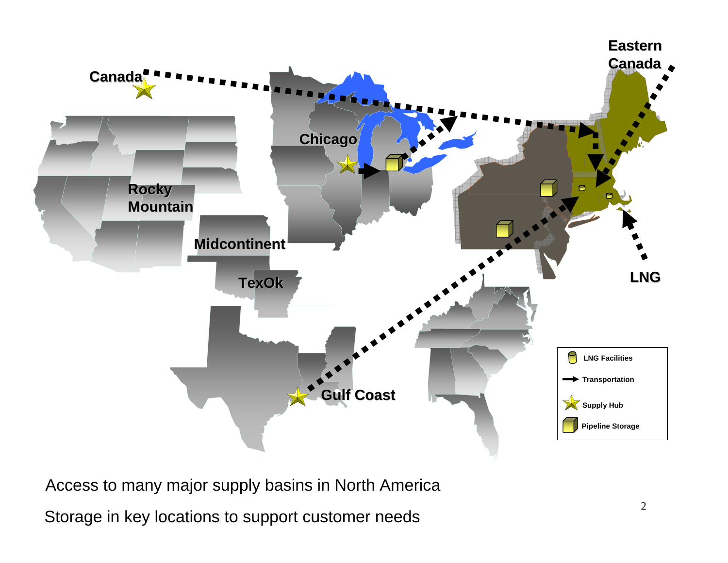Canada

Eastern Canada

Chicago

Rocky Mountain

Midcontinent

TexOk

Gulf Coast

LNG

- LNG Facilities
- Transportation
- Supply Hub
- Pipeline Storage

Access to many major supply basins in North America

Storage in key locations to support customer needs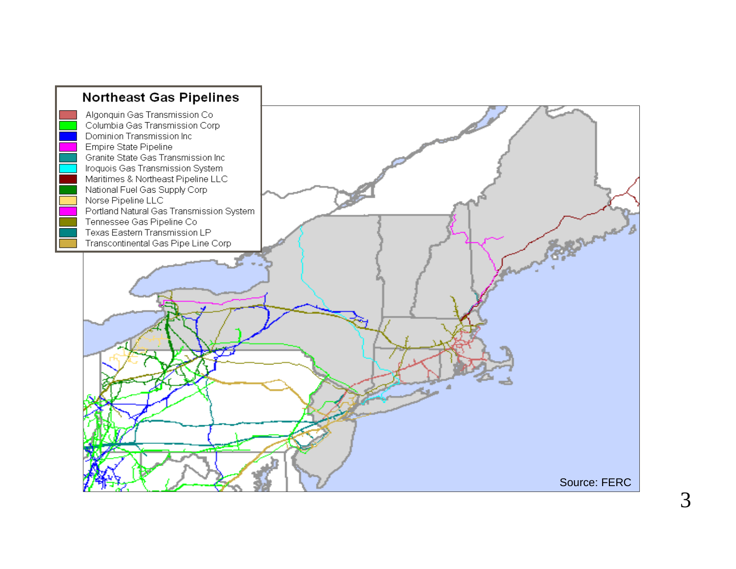## Northeast Gas Pipelines

- Algonquin Gas Transmission Co
- Columbia Gas Transmission Corp
- Dominion Transmission Inc
- Empire State Pipeline
- Granite State Gas Transmission Inc
- Iroquois Gas Transmission System
- Maritimes & Northeast Pipeline LLC
- National Fuel Gas Supply Corp
- Norse Pipeline LLC
- Portland Natural Gas Transmission System
- Tennessee Gas Pipeline Co
- Texas Eastern Transmission LP
- Transcontinental Gas Pipe Line Corp

Source: FERC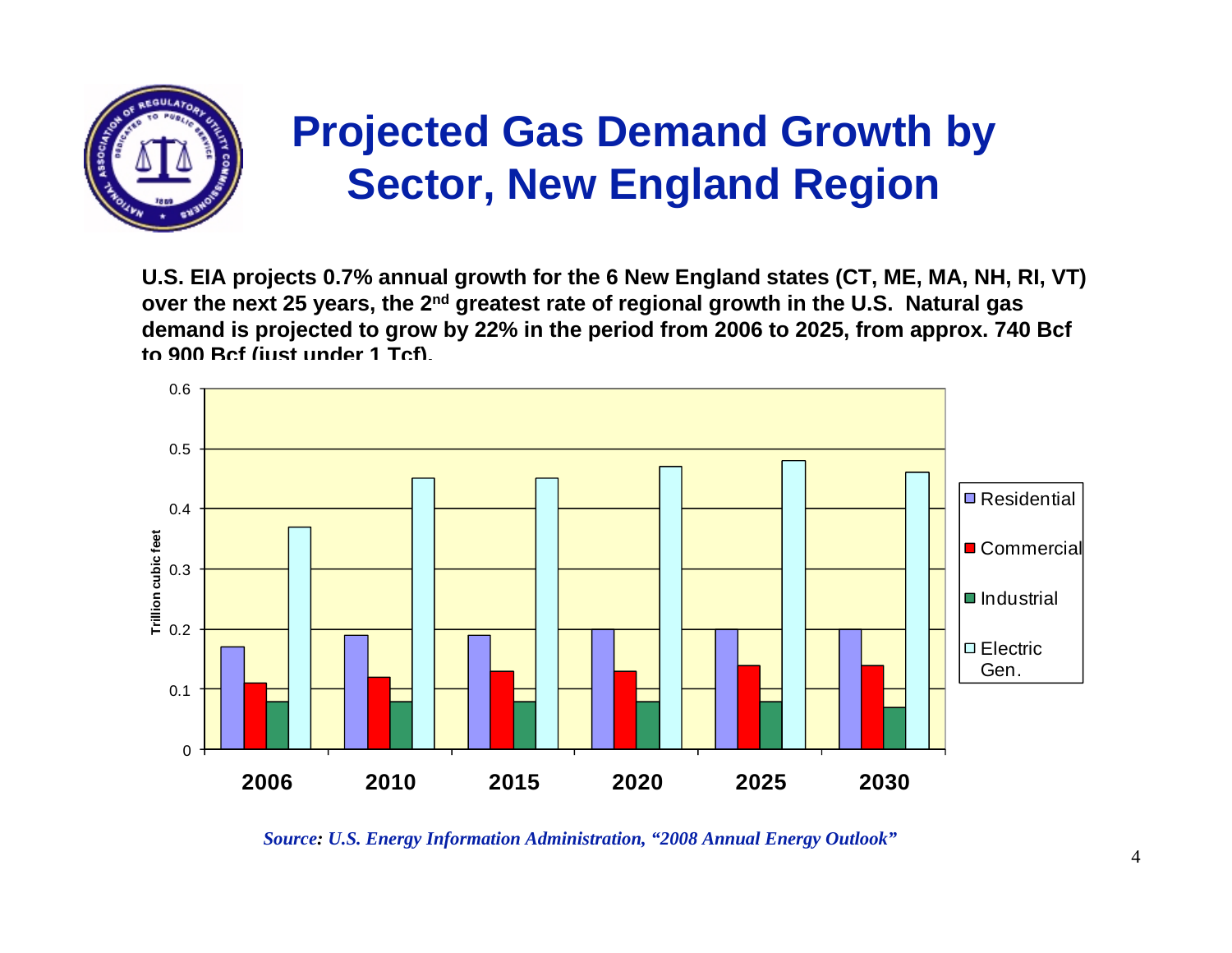# Projected Gas Demand Growth by Sector, New England Region

**U.S. EIA projects 0.7% annual growth for the 6 New England states (CT, ME, MA, NH, RI, VT) over the next 25 years, the 2nd greatest rate of regional growth in the U.S. Natural gas demand is projected to grow by 22% in the period from 2006 to 2025, from approx. 740 Bcf to 900 Bcf (just under 1 Tcf).**

| Year | Residential | Commercial | Industrial | Electric Gen. |
|---|---|---|---|---|
| 2006 | 0.17 | 0.11 | 0.08 | 0.37 |
| 2010 | 0.19 | 0.12 | 0.08 | 0.45 |
| 2015 | 0.19 | 0.13 | 0.08 | 0.45 |
| 2020 | 0.20 | 0.13 | 0.08 | 0.47 |
| 2025 | 0.20 | 0.14 | 0.08 | 0.48 |
| 2030 | 0.20 | 0.14 | 0.07 | 0.46 |

Trillion cubic feet

*Source: U.S. Energy Information Administration, "2008 Annual Energy Outlook"*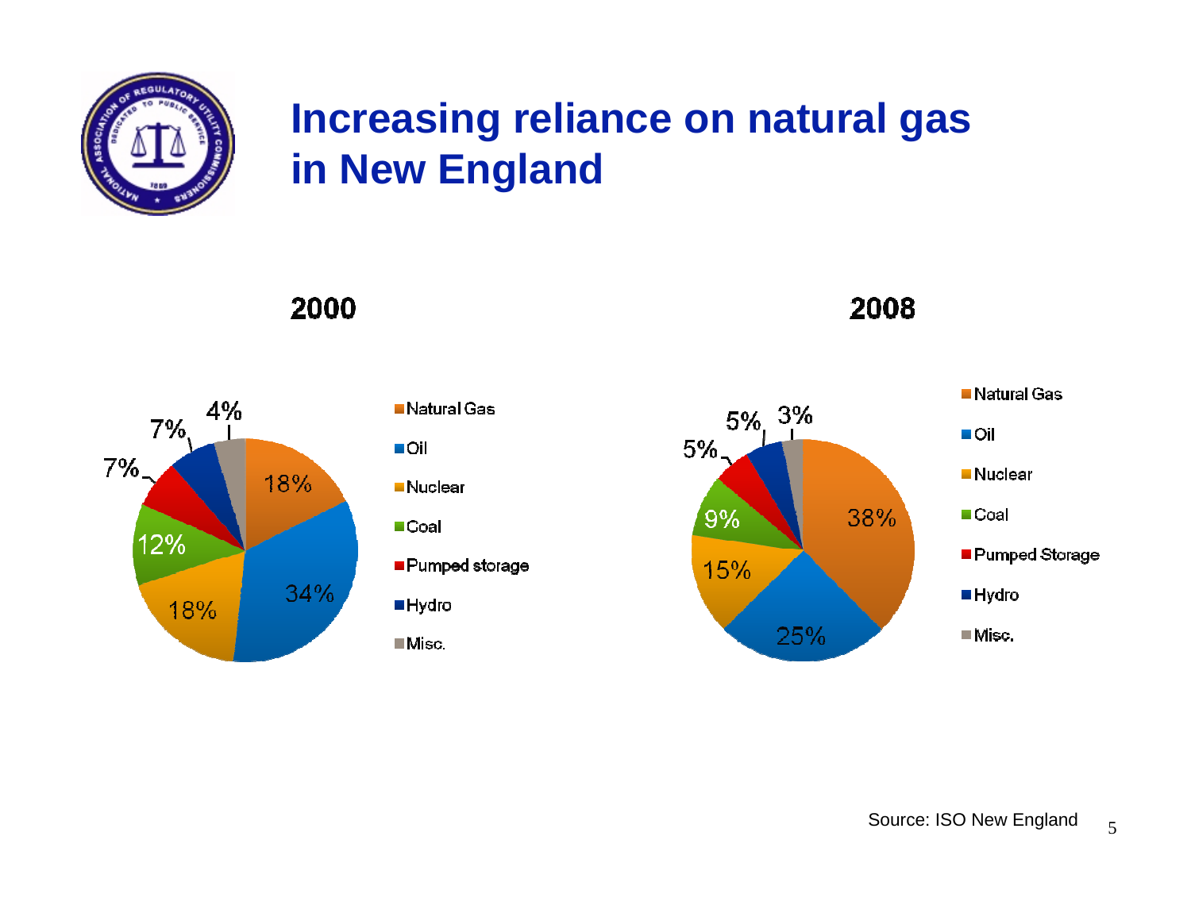# Increasing reliance on natural gas in New England

| Source | 2000 | 2008 |
| --- | --- | --- |
| Natural Gas | 18% | 38% |
| Oil | 34% | 25% |
| Nuclear | 18% | 15% |
| Coal | 12% | 9% |
| Pumped Storage | 7% | 5% |
| Hydro | 7% | 5% |
| Misc. | 4% | 3% |

Source: ISO New England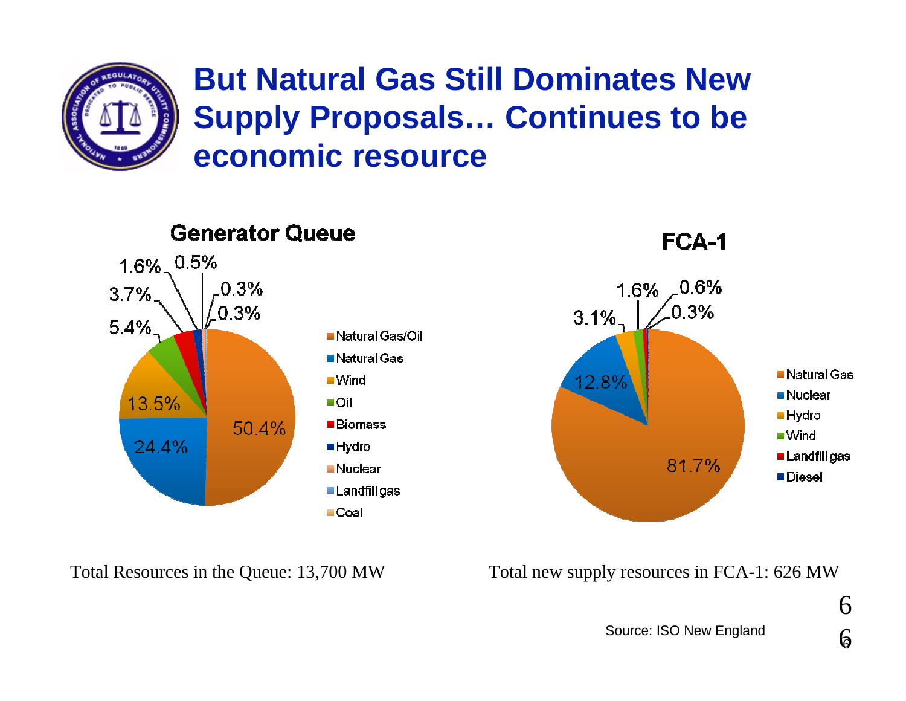# But Natural Gas Still Dominates New Supply Proposals… Continues to be economic resource

**Generator Queue**

| Resource | Share |
|---|---|
| Natural Gas/Oil | 50.4% |
| Natural Gas | 24.4% |
| Wind | 13.5% |
| Oil | 5.4% |
| Biomass | 3.7% |
| Hydro | 1.6% |
| Nuclear | 0.5% |
| Landfill gas | 0.3% |
| Coal | 0.3% |

Total Resources in the Queue: 13,700 MW

**FCA-1**

| Resource | Share |
|---|---|
| Natural Gas | 81.7% |
| Nuclear | 12.8% |
| Hydro | 3.1% |
| Wind | 1.6% |
| Landfill gas | 0.6% |
| Diesel | 0.3% |

Total new supply resources in FCA-1: 626 MW

Source: ISO New England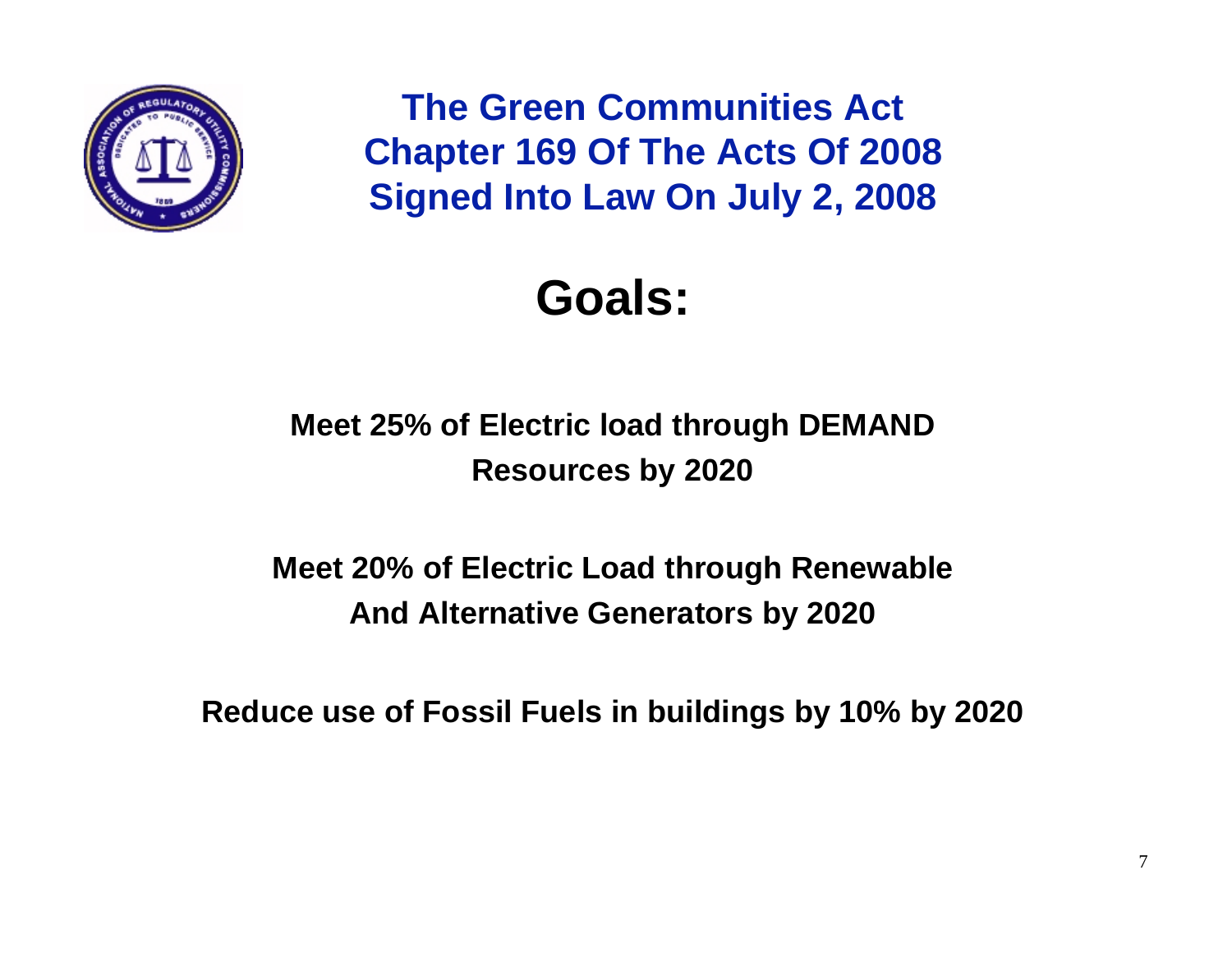# The Green Communities Act
# Chapter 169 Of The Acts Of 2008
# Signed Into Law On July 2, 2008

## Goals:

**Meet 25% of Electric load through DEMAND Resources by 2020**

**Meet 20% of Electric Load through Renewable And Alternative Generators by 2020**

**Reduce use of Fossil Fuels in buildings by 10% by 2020**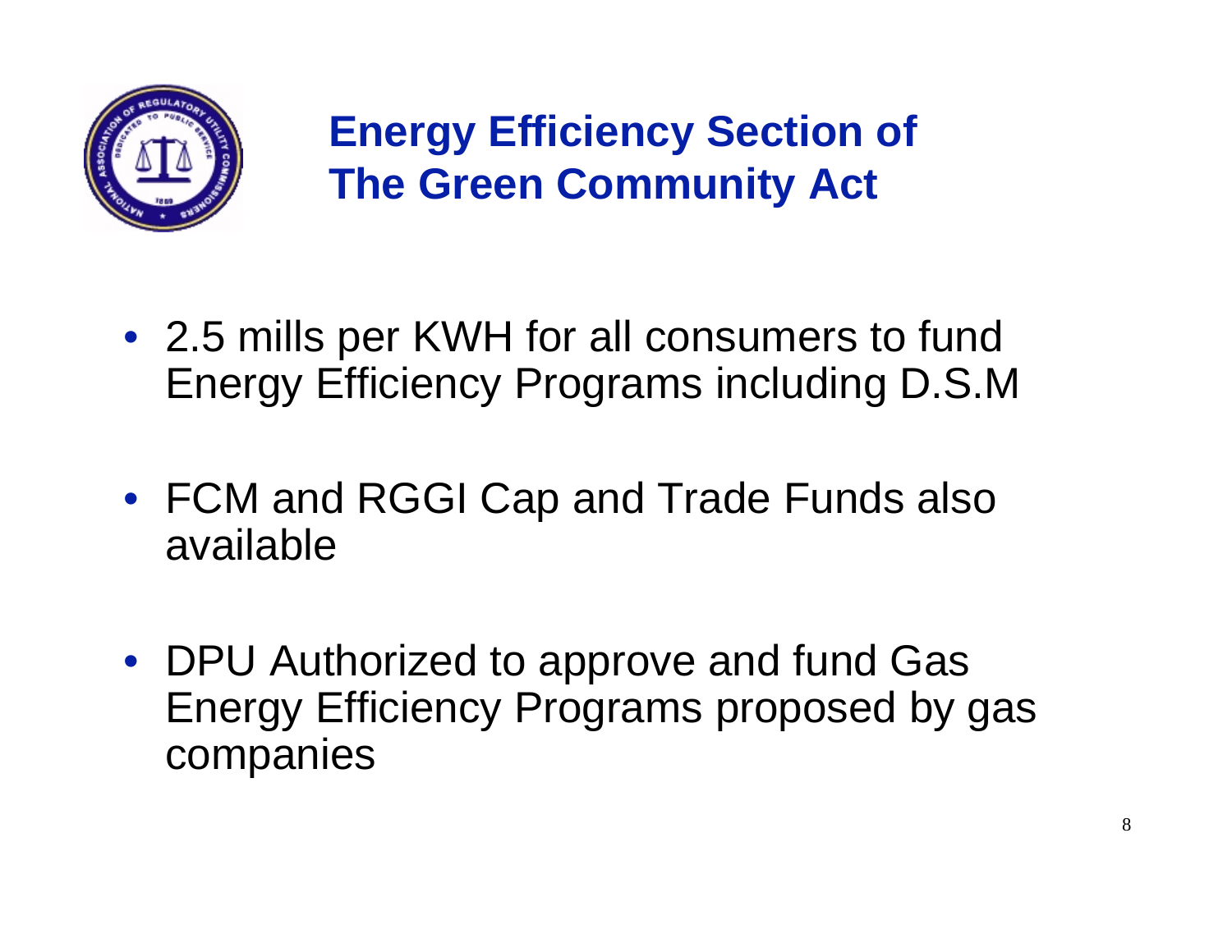# Energy Efficiency Section of The Green Community Act

- 2.5 mills per KWH for all consumers to fund Energy Efficiency Programs including D.S.M
- FCM and RGGI Cap and Trade Funds also available
- DPU Authorized to approve and fund Gas Energy Efficiency Programs proposed by gas companies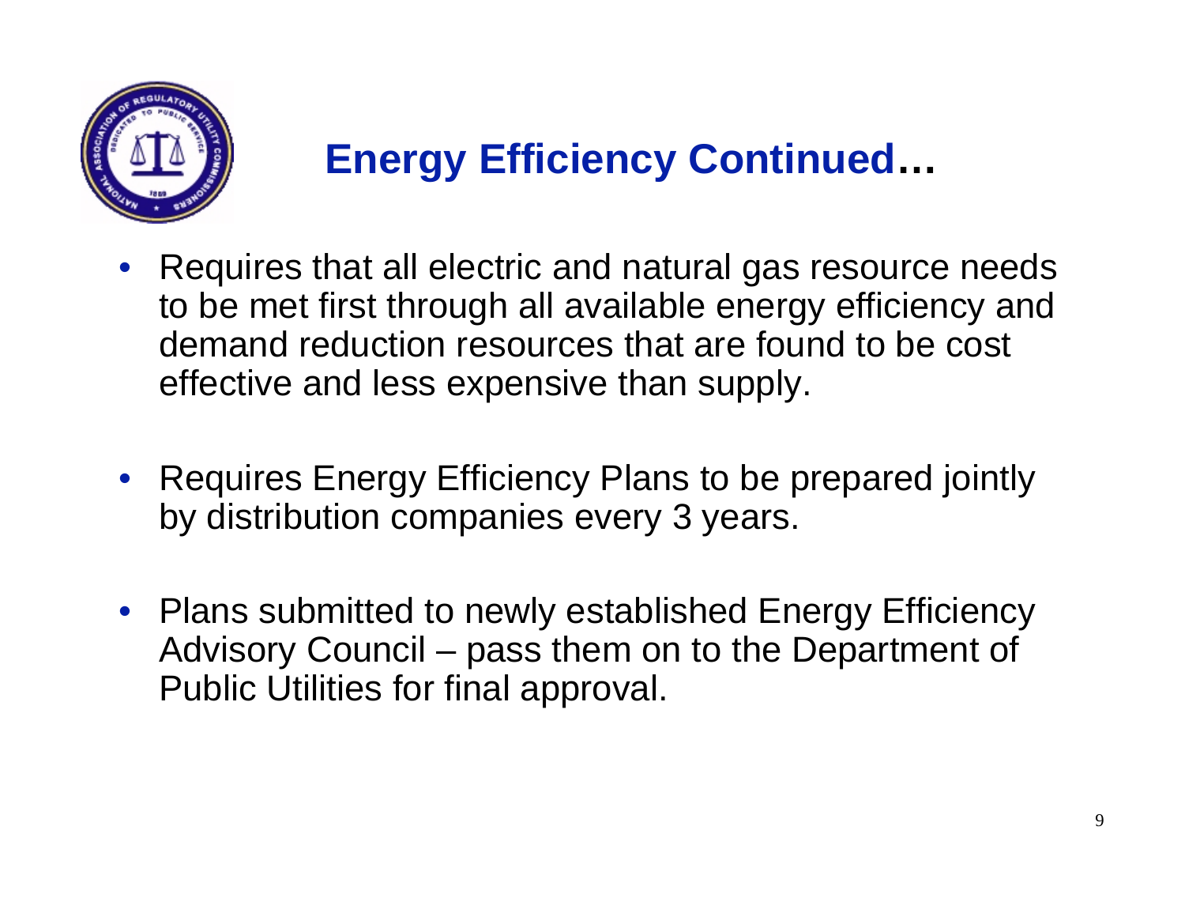# Energy Efficiency Continued…

- Requires that all electric and natural gas resource needs to be met first through all available energy efficiency and demand reduction resources that are found to be cost effective and less expensive than supply.
- Requires Energy Efficiency Plans to be prepared jointly by distribution companies every 3 years.
- Plans submitted to newly established Energy Efficiency Advisory Council – pass them on to the Department of Public Utilities for final approval.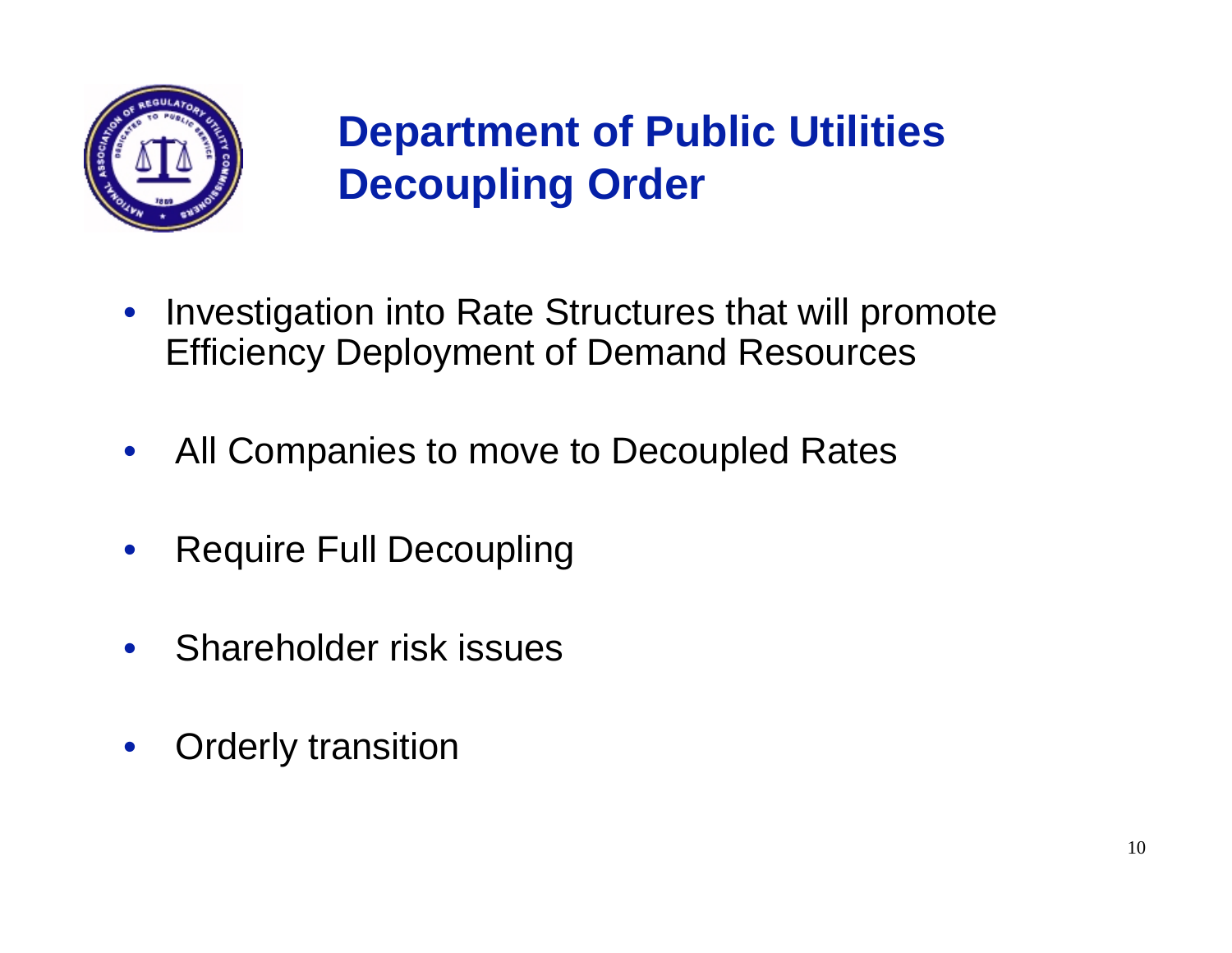# Department of Public Utilities Decoupling Order

- Investigation into Rate Structures that will promote Efficiency Deployment of Demand Resources
- All Companies to move to Decoupled Rates
- Require Full Decoupling
- Shareholder risk issues
- Orderly transition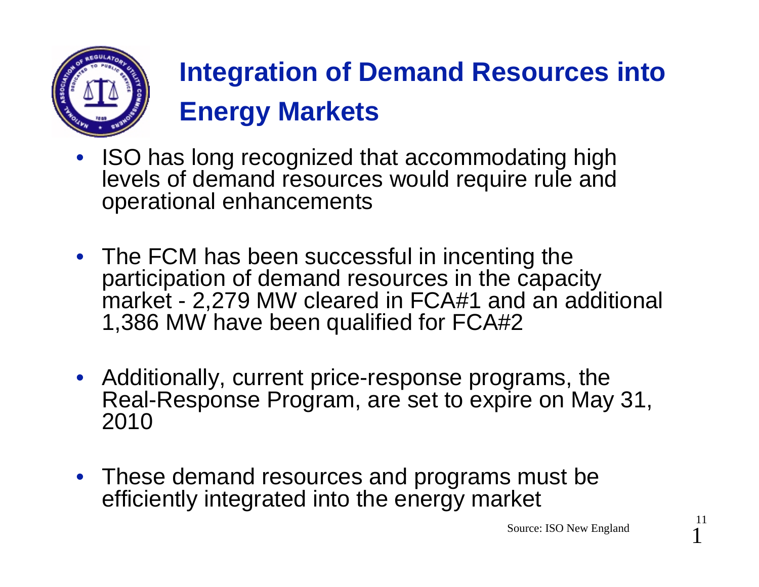# Integration of Demand Resources into Energy Markets

- ISO has long recognized that accommodating high levels of demand resources would require rule and operational enhancements
- The FCM has been successful in incenting the participation of demand resources in the capacity market - 2,279 MW cleared in FCA#1 and an additional 1,386 MW have been qualified for FCA#2
- Additionally, current price-response programs, the Real-Response Program, are set to expire on May 31, 2010
- These demand resources and programs must be efficiently integrated into the energy market

Source: ISO New England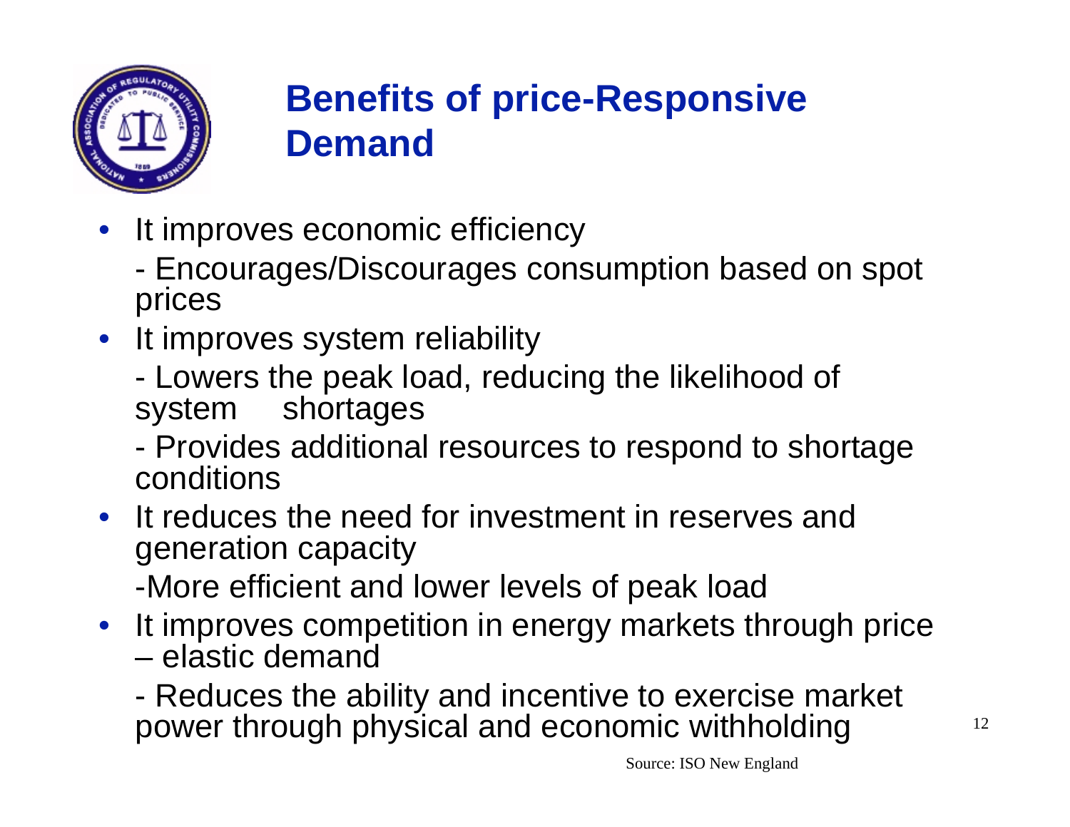# Benefits of price-Responsive Demand

- It improves economic efficiency
  - Encourages/Discourages consumption based on spot prices
- It improves system reliability
  - Lowers the peak load, reducing the likelihood of system shortages
  - Provides additional resources to respond to shortage conditions
- It reduces the need for investment in reserves and generation capacity
  - More efficient and lower levels of peak load
- It improves competition in energy markets through price – elastic demand
  - Reduces the ability and incentive to exercise market power through physical and economic withholding

Source: ISO New England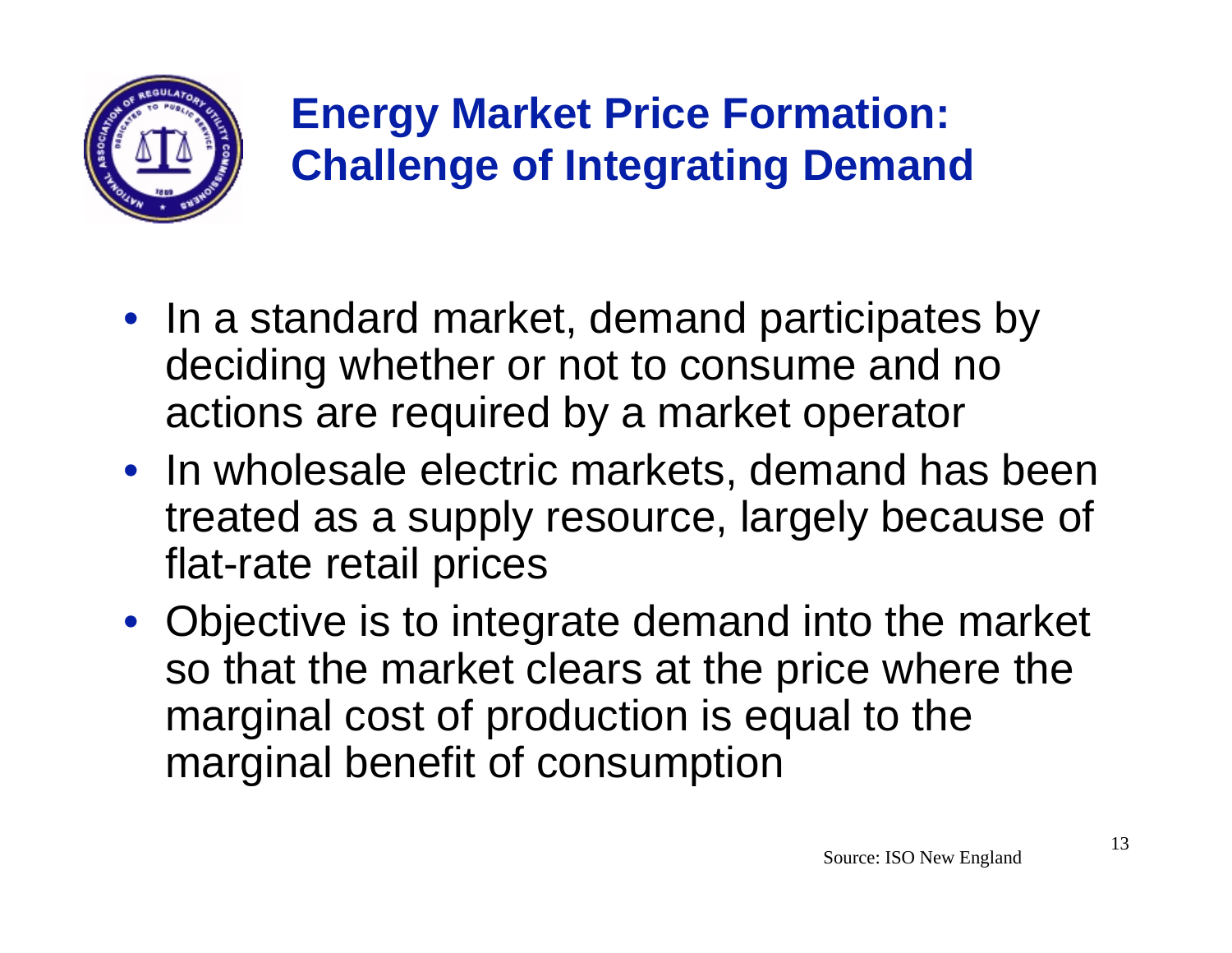# Energy Market Price Formation: Challenge of Integrating Demand

- In a standard market, demand participates by deciding whether or not to consume and no actions are required by a market operator
- In wholesale electric markets, demand has been treated as a supply resource, largely because of flat-rate retail prices
- Objective is to integrate demand into the market so that the market clears at the price where the marginal cost of production is equal to the marginal benefit of consumption

Source: ISO New England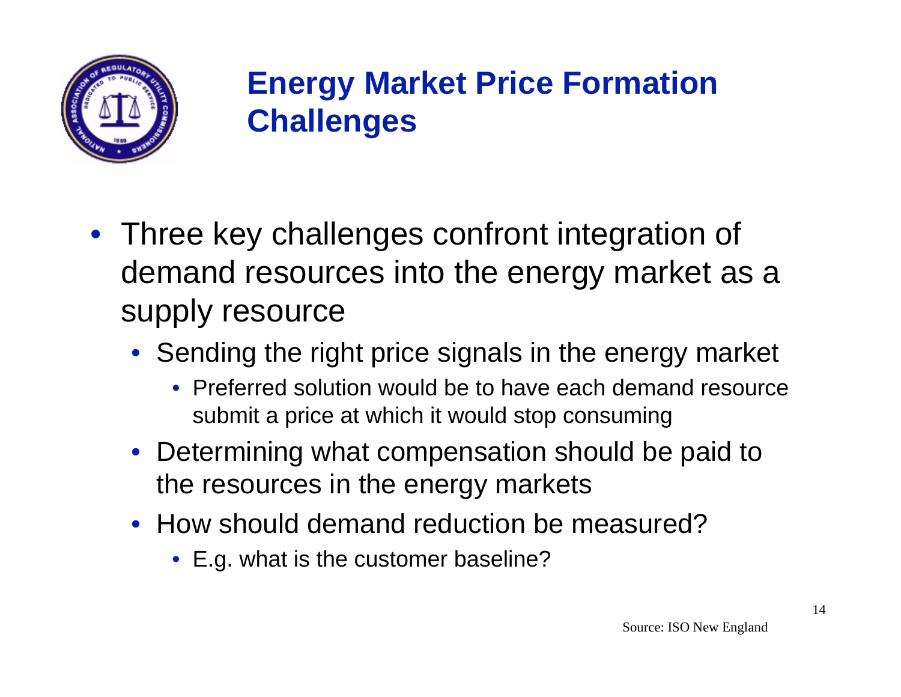# Energy Market Price Formation Challenges

- Three key challenges confront integration of demand resources into the energy market as a supply resource
  - Sending the right price signals in the energy market
    - Preferred solution would be to have each demand resource submit a price at which it would stop consuming
  - Determining what compensation should be paid to the resources in the energy markets
  - How should demand reduction be measured?
    - E.g. what is the customer baseline?

Source: ISO New England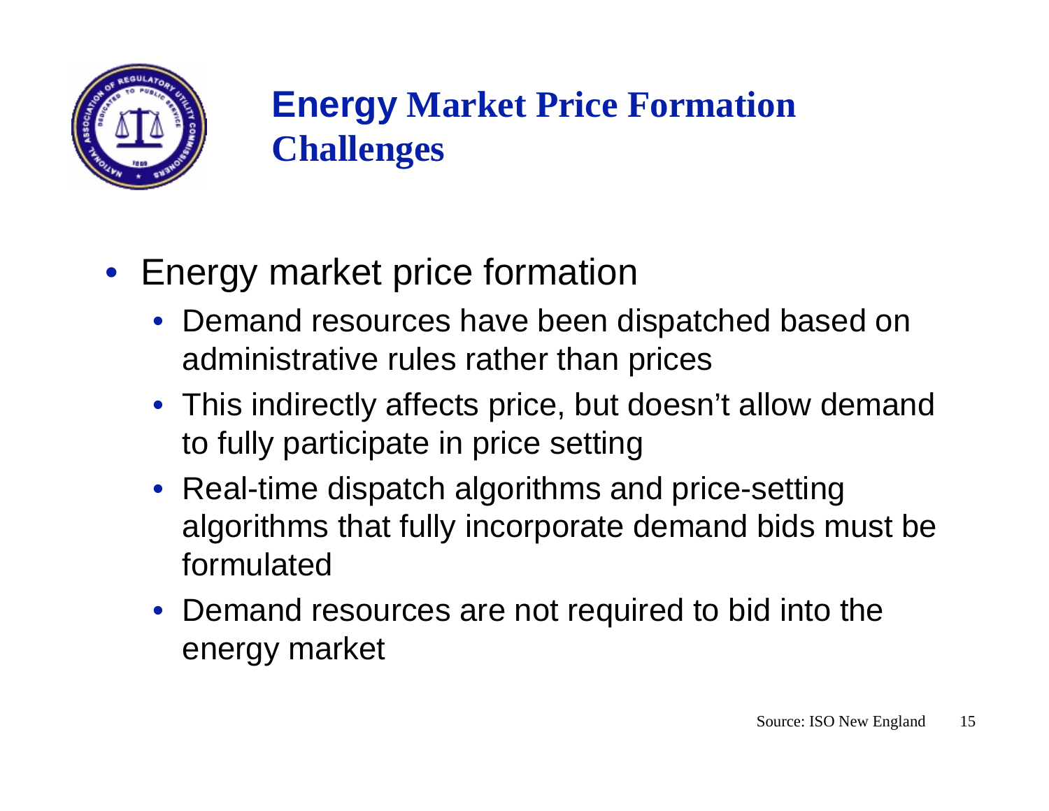# Energy Market Price Formation Challenges

- Energy market price formation
  - Demand resources have been dispatched based on administrative rules rather than prices
  - This indirectly affects price, but doesn't allow demand to fully participate in price setting
  - Real-time dispatch algorithms and price-setting algorithms that fully incorporate demand bids must be formulated
  - Demand resources are not required to bid into the energy market

Source: ISO New England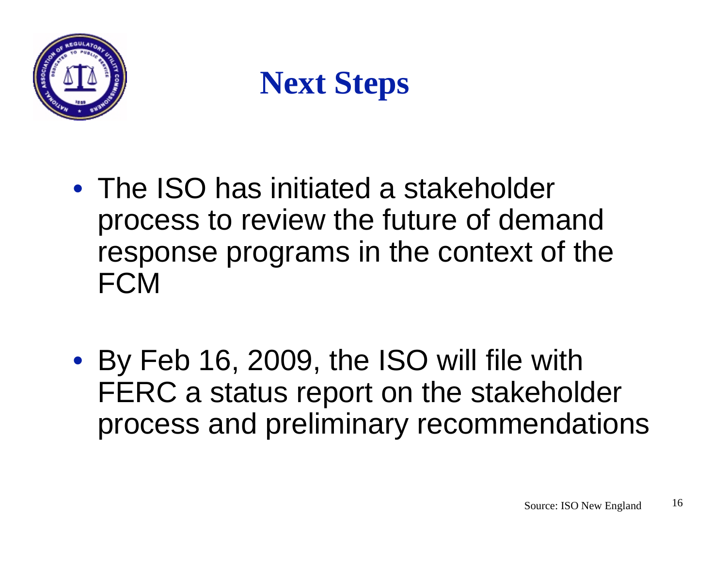# Next Steps

- The ISO has initiated a stakeholder process to review the future of demand response programs in the context of the FCM
- By Feb 16, 2009, the ISO will file with FERC a status report on the stakeholder process and preliminary recommendations

Source: ISO New England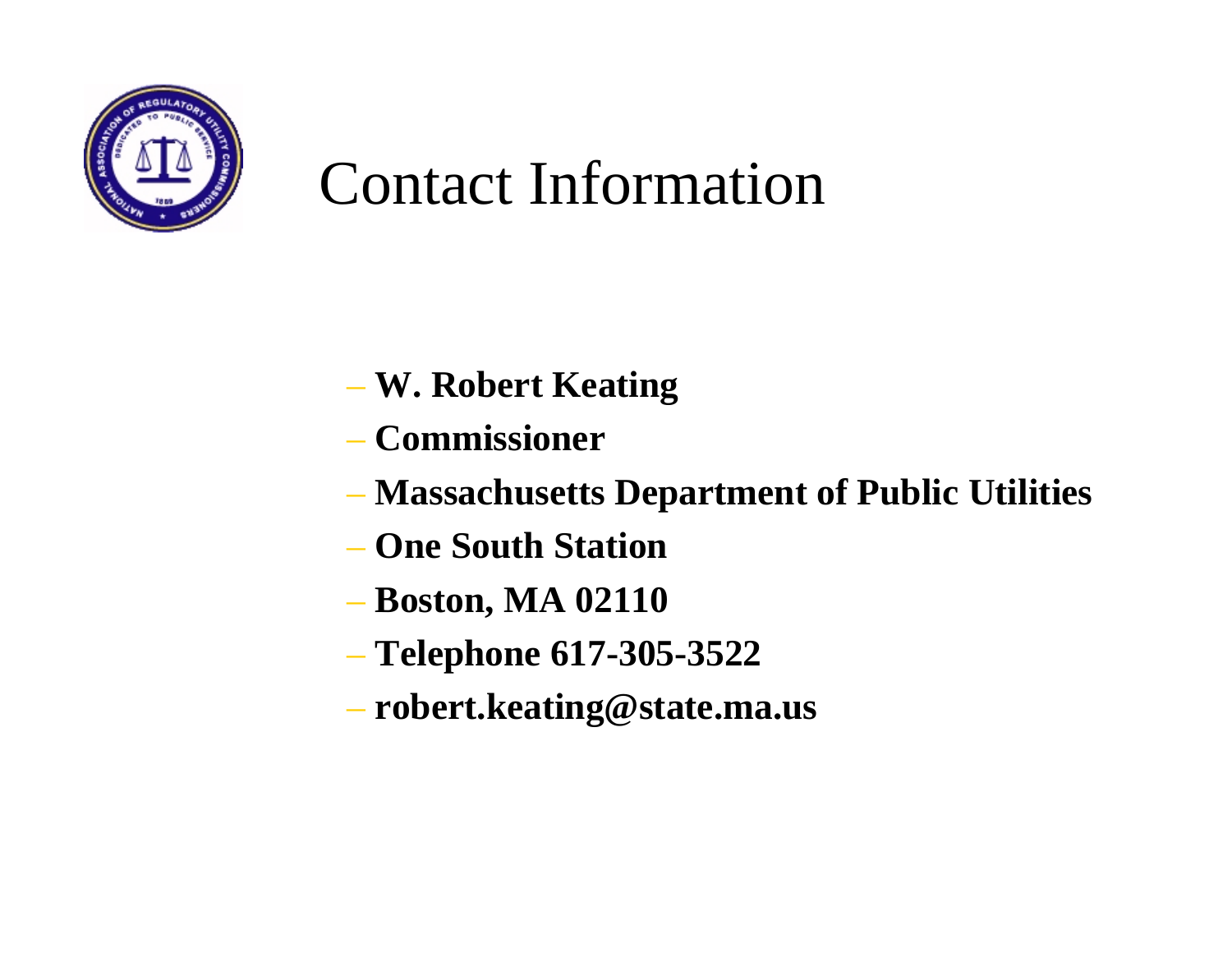# Contact Information

- **W. Robert Keating**
- **Commissioner**
- **Massachusetts Department of Public Utilities**
- **One South Station**
- **Boston, MA 02110**
- **Telephone 617-305-3522**
- **robert.keating@state.ma.us**